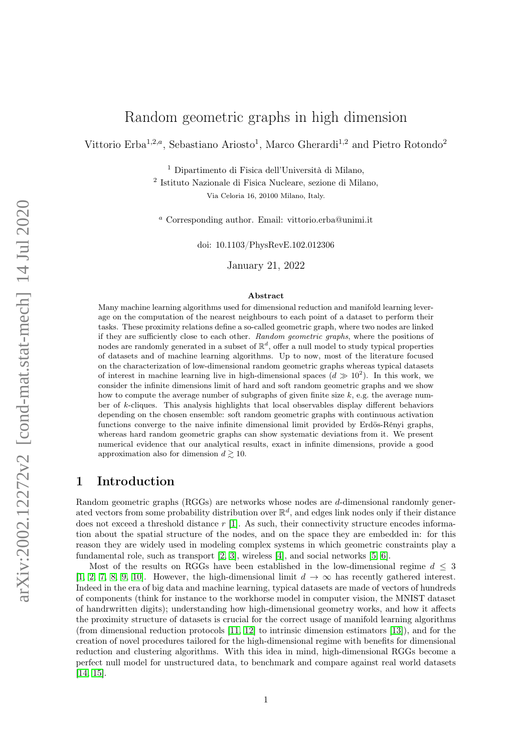# Random geometric graphs in high dimension

Vittorio Erba[1,2,a], Sebastiano Ariosto[1], Marco Gherardi[1,2] and Pietro Rotondo[2]

[1] Dipartimento di Fisica dell'Università di Milano,
[2] Istituto Nazionale di Fisica Nucleare, sezione di Milano,
Via Celoria 16, 20100 Milano, Italy.

[a] Corresponding author. Email: vittorio.erba@unimi.it

doi: 10.1103/PhysRevE.102.012306

January 21, 2022

**Abstract**

Many machine learning algorithms used for dimensional reduction and manifold learning leverage on the computation of the nearest neighbours to each point of a dataset to perform their tasks. These proximity relations define a so-called geometric graph, where two nodes are linked if they are sufficiently close to each other. *Random geometric graphs*, where the positions of nodes are randomly generated in a subset of $\mathbb{R}^d$, offer a null model to study typical properties of datasets and of machine learning algorithms. Up to now, most of the literature focused on the characterization of low-dimensional random geometric graphs whereas typical datasets of interest in machine learning live in high-dimensional spaces ($d \gg 10^2$). In this work, we consider the infinite dimensions limit of hard and soft random geometric graphs and we show how to compute the average number of subgraphs of given finite size $k$, e.g. the average number of $k$-cliques. This analysis highlights that local observables display different behaviors depending on the chosen ensemble: soft random geometric graphs with continuous activation functions converge to the naive infinite dimensional limit provided by Erdös-Rényi graphs, whereas hard random geometric graphs can show systematic deviations from it. We present numerical evidence that our analytical results, exact in infinite dimensions, provide a good approximation also for dimension $d \gtrsim 10$.

## 1 Introduction

Random geometric graphs (RGGs) are networks whose nodes are $d$-dimensional randomly generated vectors from some probability distribution over $\mathbb{R}^d$, and edges link nodes only if their distance does not exceed a threshold distance $r$ [1]. As such, their connectivity structure encodes information about the spatial structure of the nodes, and on the space they are embedded in: for this reason they are widely used in modeling complex systems in which geometric constraints play a fundamental role, such as transport [2, 3], wireless [4], and social networks [5, 6].

Most of the results on RGGs have been established in the low-dimensional regime $d \leq 3$ [1, 2, 7, 8, 9, 10]. However, the high-dimensional limit $d \to \infty$ has recently gathered interest. Indeed in the era of big data and machine learning, typical datasets are made of vectors of hundreds of components (think for instance to the workhorse model in computer vision, the MNIST dataset of handrwritten digits); understanding how high-dimensional geometry works, and how it affects the proximity structure of datasets is crucial for the correct usage of manifold learning algorithms (from dimensional reduction protocols [11, 12] to intrinsic dimension estimators [13]), and for the creation of novel procedures tailored for the high-dimensional regime with benefits for dimensional reduction and clustering algorithms. With this idea in mind, high-dimensional RGGs become a perfect null model for unstructured data, to benchmark and compare against real world datasets [14, 15].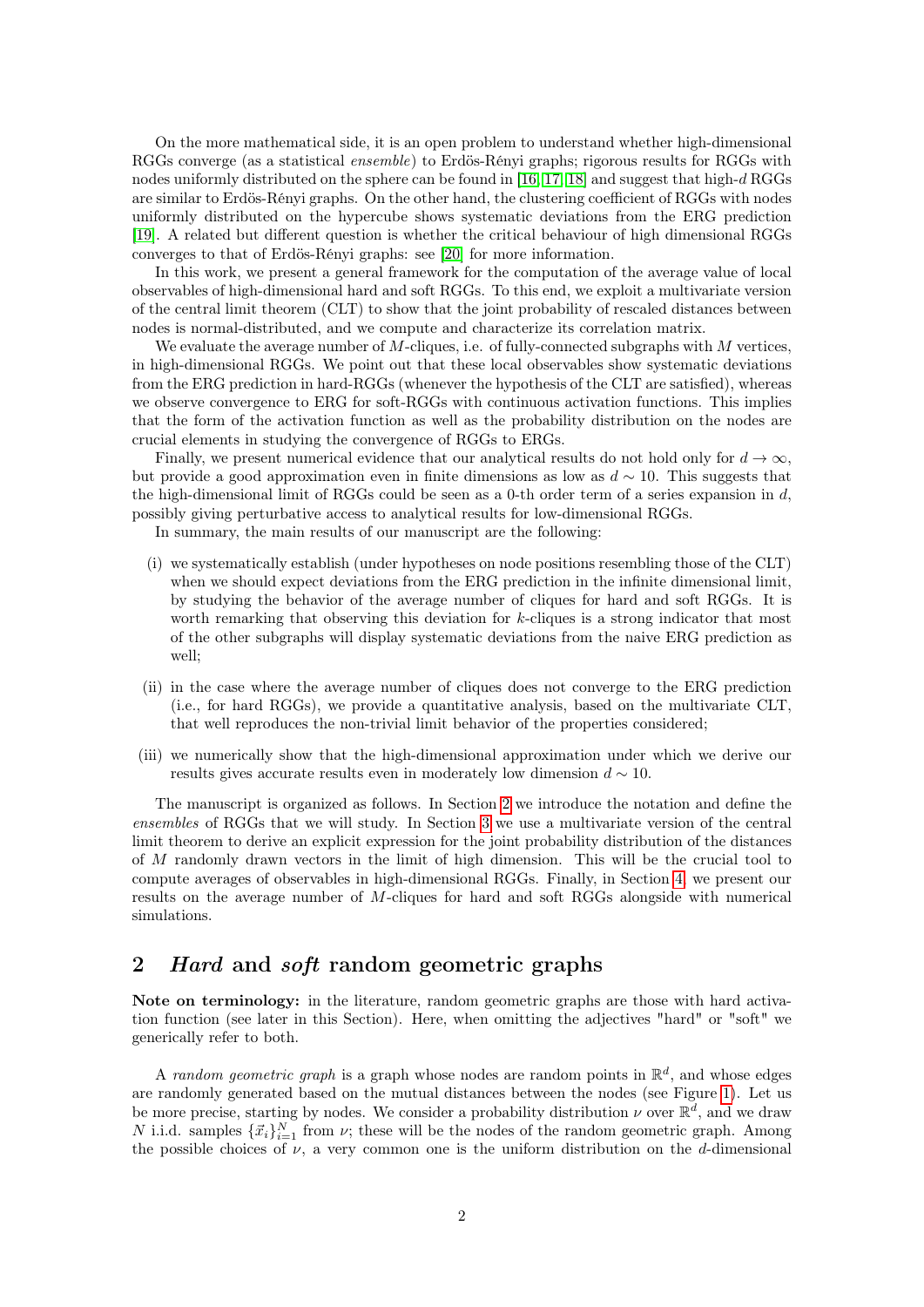On the more mathematical side, it is an open problem to understand whether high-dimensional RGGs converge (as a statistical *ensemble*) to Erdös-Rényi graphs; rigorous results for RGGs with nodes uniformly distributed on the sphere can be found in [16, 17, 18] and suggest that high-$d$ RGGs are similar to Erdös-Rényi graphs. On the other hand, the clustering coefficient of RGGs with nodes uniformly distributed on the hypercube shows systematic deviations from the ERG prediction [19]. A related but different question is whether the critical behaviour of high dimensional RGGs converges to that of Erdös-Rényi graphs: see [20] for more information.

In this work, we present a general framework for the computation of the average value of local observables of high-dimensional hard and soft RGGs. To this end, we exploit a multivariate version of the central limit theorem (CLT) to show that the joint probability of rescaled distances between nodes is normal-distributed, and we compute and characterize its correlation matrix.

We evaluate the average number of $M$-cliques, i.e. of fully-connected subgraphs with $M$ vertices, in high-dimensional RGGs. We point out that these local observables show systematic deviations from the ERG prediction in hard-RGGs (whenever the hypothesis of the CLT are satisfied), whereas we observe convergence to ERG for soft-RGGs with continuous activation functions. This implies that the form of the activation function as well as the probability distribution on the nodes are crucial elements in studying the convergence of RGGs to ERGs.

Finally, we present numerical evidence that our analytical results do not hold only for $d \to \infty$, but provide a good approximation even in finite dimensions as low as $d \sim 10$. This suggests that the high-dimensional limit of RGGs could be seen as a 0-th order term of a series expansion in $d$, possibly giving perturbative access to analytical results for low-dimensional RGGs.

In summary, the main results of our manuscript are the following:

(i) we systematically establish (under hypotheses on node positions resembling those of the CLT) when we should expect deviations from the ERG prediction in the infinite dimensional limit, by studying the behavior of the average number of cliques for hard and soft RGGs. It is worth remarking that observing this deviation for $k$-cliques is a strong indicator that most of the other subgraphs will display systematic deviations from the naive ERG prediction as well;

(ii) in the case where the average number of cliques does not converge to the ERG prediction (i.e., for hard RGGs), we provide a quantitative analysis, based on the multivariate CLT, that well reproduces the non-trivial limit behavior of the properties considered;

(iii) we numerically show that the high-dimensional approximation under which we derive our results gives accurate results even in moderately low dimension $d \sim 10$.

The manuscript is organized as follows. In Section 2 we introduce the notation and define the *ensembles* of RGGs that we will study. In Section 3 we use a multivariate version of the central limit theorem to derive an explicit expression for the joint probability distribution of the distances of $M$ randomly drawn vectors in the limit of high dimension. This will be the crucial tool to compute averages of observables in high-dimensional RGGs. Finally, in Section 4 we present our results on the average number of $M$-cliques for hard and soft RGGs alongside with numerical simulations.

## 2 *Hard* and *soft* random geometric graphs

**Note on terminology:** in the literature, random geometric graphs are those with hard activation function (see later in this Section). Here, when omitting the adjectives "hard" and "soft" we generically refer to both.

A *random geometric graph* is a graph whose nodes are random points in $\mathbb{R}^d$, and whose edges are randomly generated based on the mutual distances between the nodes (see Figure 1). Let us be more precise, starting by nodes. We consider a probability distribution $\nu$ over $\mathbb{R}^d$, and we draw $N$ i.i.d. samples $\{\vec{x}_i\}_{i=1}^N$ from $\nu$; these will be the nodes of the random geometric graph. Among the possible choices of $\nu$, a very common one is the uniform distribution on the $d$-dimensional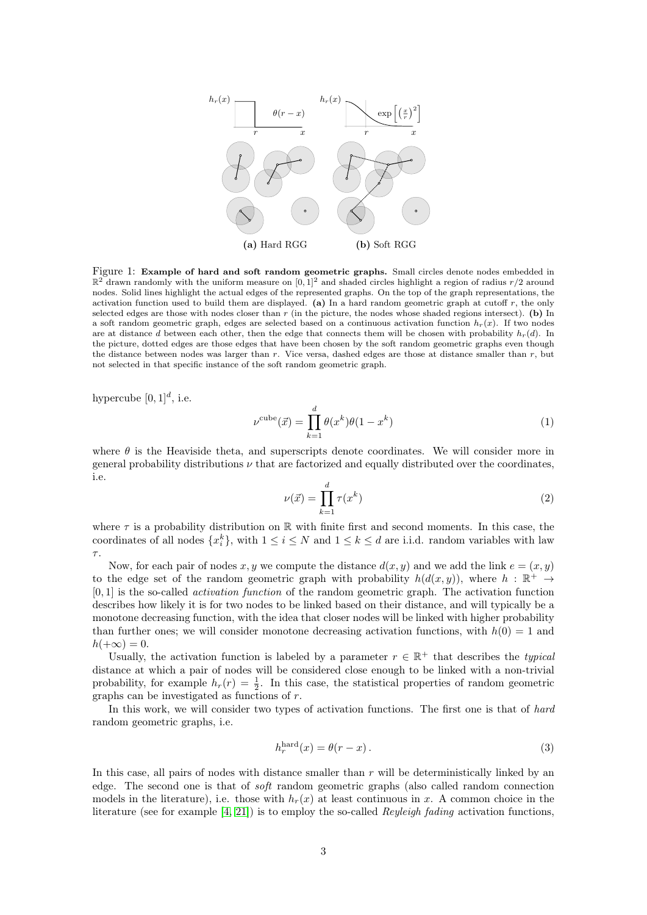Figure 1: **Example of hard and soft random geometric graphs.** Small circles denote nodes embedded in $\mathbb{R}^2$ drawn randomly with the uniform measure on $[0,1]^2$ and shaded circles highlight a region of radius $r/2$ around nodes. Solid lines highlight the actual edges of the represented graphs. On the top of the graph representations, the activation function used to build them are displayed. **(a)** In a hard random geometric graph at cutoff $r$, the only selected edges are those with nodes closer than $r$ (in the picture, the nodes whose shaded regions intersect). **(b)** In a soft random geometric graph, edges are selected based on a continuous activation function $h_r(x)$. If two nodes are at distance $d$ between each other, then the edge that connects them will be chosen with probability $h_r(d)$. In the picture, dotted edges are those edges that have been chosen by the soft random geometric graphs even though the distance between nodes was larger than $r$. Vice versa, dashed edges are those at distance smaller than $r$, but not selected in that specific instance of the soft random geometric graph.

hypercube $[0,1]^d$, i.e.

$$\nu^{\text{cube}}(\vec{x}) = \prod_{k=1}^{d} \theta(x^k)\theta(1-x^k) \tag{1}$$

where $\theta$ is the Heaviside theta, and superscripts denote coordinates. We will consider more in general probability distributions $\nu$ that are factorized and equally distributed over the coordinates, i.e.

$$\nu(\vec{x}) = \prod_{k=1}^{d} \tau(x^k) \tag{2}$$

where $\tau$ is a probability distribution on $\mathbb{R}$ with finite first and second moments. In this case, the coordinates of all nodes $\{x_i^k\}$, with $1 \leq i \leq N$ and $1 \leq k \leq d$ are i.i.d. random variables with law $\tau$.

Now, for each pair of nodes $x, y$ we compute the distance $d(x,y)$ and we add the link $e = (x,y)$ to the edge set of the random geometric graph with probability $h(d(x,y))$, where $h : \mathbb{R}^+ \to [0,1]$ is the so-called *activation function* of the random geometric graph. The activation function describes how likely it is for two nodes to be linked based on their distance, and will typically be a monotone decreasing function, with the idea that closer nodes will be linked with higher probability than further ones; we will consider monotone decreasing activation functions, with $h(0) = 1$ and $h(+\infty) = 0$.

Usually, the activation function is labeled by a parameter $r \in \mathbb{R}^+$ that describes the *typical* distance at which a pair of nodes will be considered close enough to be linked with a non-trivial probability, for example $h_r(r) = \frac{1}{2}$. In this case, the statistical properties of random geometric graphs can be investigated as functions of $r$.

In this work, we will consider two types of activation functions. The first one is that of *hard* random geometric graphs, i.e.

$$h_r^{\text{hard}}(x) = \theta(r - x)\,. \tag{3}$$

In this case, all pairs of nodes with distance smaller than $r$ will be deterministically linked by an edge. The second one is that of *soft* random geometric graphs (also called random connection models in the literature), i.e. those with $h_r(x)$ at least continuous in $x$. A common choice in the literature (see for example [4, 21]) is to employ the so-called *Reyleigh fading* activation functions,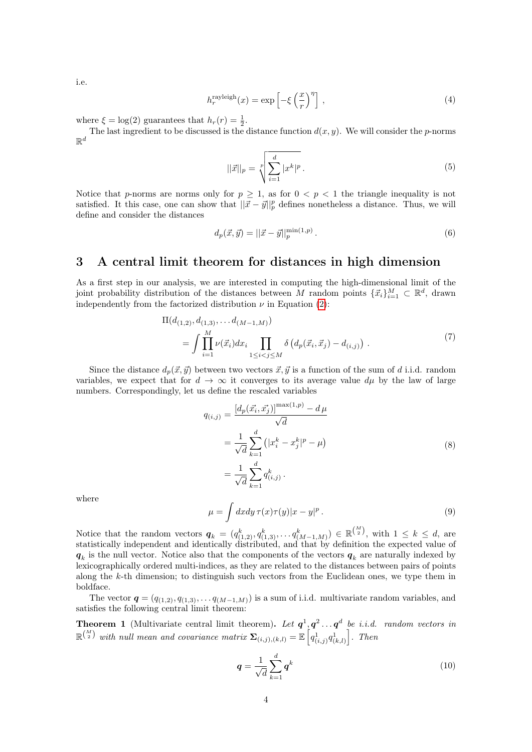i.e.

$$h_r^{\text{rayleigh}}(x) = \exp\left[-\xi\left(\frac{x}{r}\right)^{\eta}\right], \tag{4}$$

where $\xi = \log(2)$ guarantees that $h_r(r) = \frac{1}{2}$.

The last ingredient to be discussed is the distance function $d(x, y)$. We will consider the $p$-norms $\mathbb{R}^d$

$$||\vec{x}||_p = \sqrt[p]{\sum_{i=1}^{d} |x^k|^p}. \tag{5}$$

Notice that $p$-norms are norms only for $p \geq 1$, as for $0 < p < 1$ the triangle inequality is not satisfied. It this case, one can show that $||\vec{x} - \vec{y}||_p^p$ defines nonetheless a distance. Thus, we will define and consider the distances

$$d_p(\vec{x}, \vec{y}) = ||\vec{x} - \vec{y}||_p^{\min(1,p)}. \tag{6}$$

## 3 A central limit theorem for distances in high dimension

As a first step in our analysis, we are interested in computing the high-dimensional limit of the joint probability distribution of the distances between $M$ random points $\{\vec{x}_i\}_{i=1}^M \subset \mathbb{R}^d$, drawn independently from the factorized distribution $\nu$ in Equation (2):

$$\begin{aligned}&\Pi(d_{(1,2)}, d_{(1,3)}, \dots d_{(M-1,M)}) \\ &\quad = \int \prod_{i=1}^{M} \nu(\vec{x}_i) dx_i \prod_{1 \leq i < j \leq M} \delta\left(d_p(\vec{x}_i, \vec{x}_j) - d_{(i,j)}\right).\end{aligned} \tag{7}$$

Since the distance $d_p(\vec{x}, \vec{y})$ between two vectors $\vec{x}, \vec{y}$ is a function of the sum of $d$ i.i.d. random variables, we expect that for $d \to \infty$ it converges to its average value $d\mu$ by the law of large numbers. Correspondingly, let us define the rescaled variables

$$\begin{aligned} q_{(i,j)} &= \frac{[d_p(\vec{x}_i, \vec{x}_j)]^{\max(1,p)} - d\,\mu}{\sqrt{d}} \\ &= \frac{1}{\sqrt{d}} \sum_{k=1}^{d} \left(|x_i^k - x_j^k|^p - \mu\right) \\ &= \frac{1}{\sqrt{d}} \sum_{k=1}^{d} q_{(i,j)}^k. \end{aligned} \tag{8}$$

where

$$\mu = \int dx dy\, \tau(x)\tau(y)|x - y|^p. \tag{9}$$

Notice that the random vectors $\boldsymbol{q}_k = (q_{(1,2)}^k, q_{(1,3)}^k, \dots q_{(M-1,M)}^k) \in \mathbb{R}^{\binom{M}{2}}$, with $1 \leq k \leq d$, are statistically independent and identically distributed, and that by definition the expected value of $\boldsymbol{q}_k$ is the null vector. Notice also that the components of the vectors $\boldsymbol{q}_k$ are naturally indexed by lexicographically ordered multi-indices, as they are related to the distances between pairs of points along the $k$-th dimension; to distinguish such vectors from the Euclidean ones, we type them in boldface.

The vector $\boldsymbol{q} = (q_{(1,2)}, q_{(1,3)}, \dots q_{(M-1,M)})$ is a sum of i.i.d. multivariate random variables, and satisfies the following central limit theorem:

**Theorem 1** (Multivariate central limit theorem)**.** *Let $\boldsymbol{q}^1, \boldsymbol{q}^2 \dots \boldsymbol{q}^d$ be i.i.d. random vectors in $\mathbb{R}^{\binom{M}{2}}$ with null mean and covariance matrix $\boldsymbol{\Sigma}_{(i,j),(k,l)} = \mathbb{E}\left[q_{(i,j)}^1 q_{(k,l)}^1\right]$. Then*

$$\boldsymbol{q} = \frac{1}{\sqrt{d}} \sum_{k=1}^{d} \boldsymbol{q}^k \tag{10}$$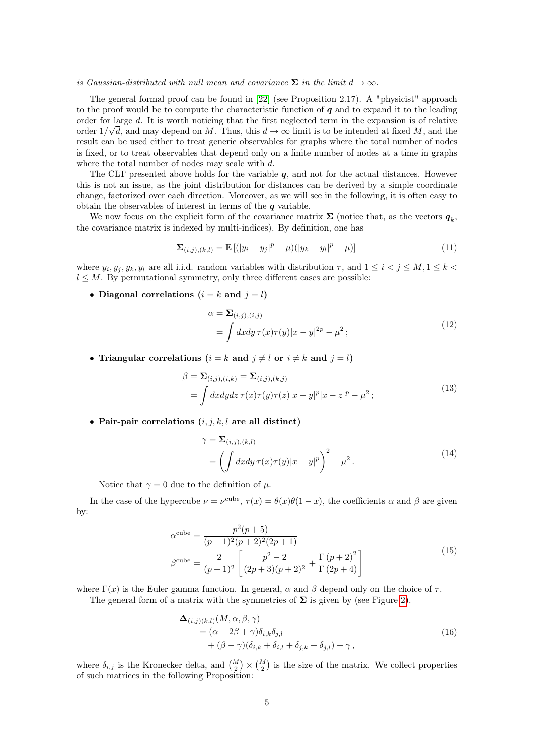*is Gaussian-distributed with null mean and covariance $\mathbf{\Sigma}$ in the limit $d \to \infty$.*

The general formal proof can be found in [22] (see Proposition 2.17). A "physicist" approach to the proof would be to compute the characteristic function of $\boldsymbol{q}$ and to expand it to the leading order for large $d$. It is worth noticing that the first neglected term in the expansion is of relative order $1/\sqrt{d}$, and may depend on $M$. Thus, this $d \to \infty$ limit is to be intended at fixed $M$, and the result can be used either to treat generic observables for graphs where the total number of nodes is fixed, or to treat observables that depend only on a finite number of nodes at a time in graphs where the total number of nodes may scale with $d$.

The CLT presented above holds for the variable $\boldsymbol{q}$, and not for the actual distances. However this is not an issue, as the joint distribution for distances can be derived by a simple coordinate change, factorized over each direction. Moreover, as we will see in the following, it is often easy to obtain the observables of interest in terms of the $\boldsymbol{q}$ variable.

We now focus on the explicit form of the covariance matrix $\mathbf{\Sigma}$ (notice that, as the vectors $\boldsymbol{q}_k$, the covariance matrix is indexed by multi-indices). By definition, one has

$$
\mathbf{\Sigma}_{(i,j),(k,l)} = \mathbb{E}\left[(|y_i - y_j|^p - \mu)(|y_k - y_l|^p - \mu)\right] \tag{11}
$$

where $y_i, y_j, y_k, y_l$ are all i.i.d. random variables with distribution $\tau$, and $1 \le i < j \le M, 1 \le k < l \le M$. By permutational symmetry, only three different cases are possible:

- **Diagonal correlations ($i = k$ and $j = l$)**

$$
\begin{aligned}
\alpha &= \mathbf{\Sigma}_{(i,j),(i,j)} \\
&= \int dx dy \, \tau(x)\tau(y)|x-y|^{2p} - \mu^2 \,;
\end{aligned} \tag{12}
$$

- **Triangular correlations ($i = k$ and $j \neq l$ or $i \neq k$ and $j = l$)**

$$
\begin{aligned}
\beta &= \mathbf{\Sigma}_{(i,j),(i,k)} = \mathbf{\Sigma}_{(i,j),(k,j)} \\
&= \int dx dy dz \, \tau(x)\tau(y)\tau(z)|x-y|^p|x-z|^p - \mu^2 \,;
\end{aligned} \tag{13}
$$

- **Pair-pair correlations ($i, j, k, l$ are all distinct)**

$$
\begin{aligned}
\gamma &= \mathbf{\Sigma}_{(i,j),(k,l)} \\
&= \left( \int dx dy \, \tau(x)\tau(y)|x-y|^p \right)^2 - \mu^2 \,.
\end{aligned} \tag{14}
$$

Notice that $\gamma = 0$ due to the definition of $\mu$.

In the case of the hypercube $\nu = \nu^{\text{cube}}$, $\tau(x) = \theta(x)\theta(1-x)$, the coefficients $\alpha$ and $\beta$ are given by:

$$
\begin{aligned}
\alpha^{\text{cube}} &= \frac{p^2(p+5)}{(p+1)^2(p+2)^2(2p+1)} \\
\beta^{\text{cube}} &= \frac{2}{(p+1)^2}\left[\frac{p^2-2}{(2p+3)(p+2)^2} + \frac{\Gamma\left(p+2\right)^2}{\Gamma\left(2p+4\right)}\right]
\end{aligned} \tag{15}
$$

where $\Gamma(x)$ is the Euler gamma function. In general, $\alpha$ and $\beta$ depend only on the choice of $\tau$.

The general form of a matrix with the symmetries of $\mathbf{\Sigma}$ is given by (see Figure 2).

$$
\begin{aligned}
&\mathbf{\Delta}_{(i,j)(k,l)}(M, \alpha, \beta, \gamma) \\
&\quad = (\alpha - 2\beta + \gamma)\delta_{i,k}\delta_{j,l} \\
&\qquad + (\beta - \gamma)(\delta_{i,k} + \delta_{i,l} + \delta_{j,k} + \delta_{j,l}) + \gamma \,,
\end{aligned} \tag{16}
$$

where $\delta_{i,j}$ is the Kronecker delta, and $\binom{M}{2} \times \binom{M}{2}$ is the size of the matrix. We collect properties of such matrices in the following Proposition: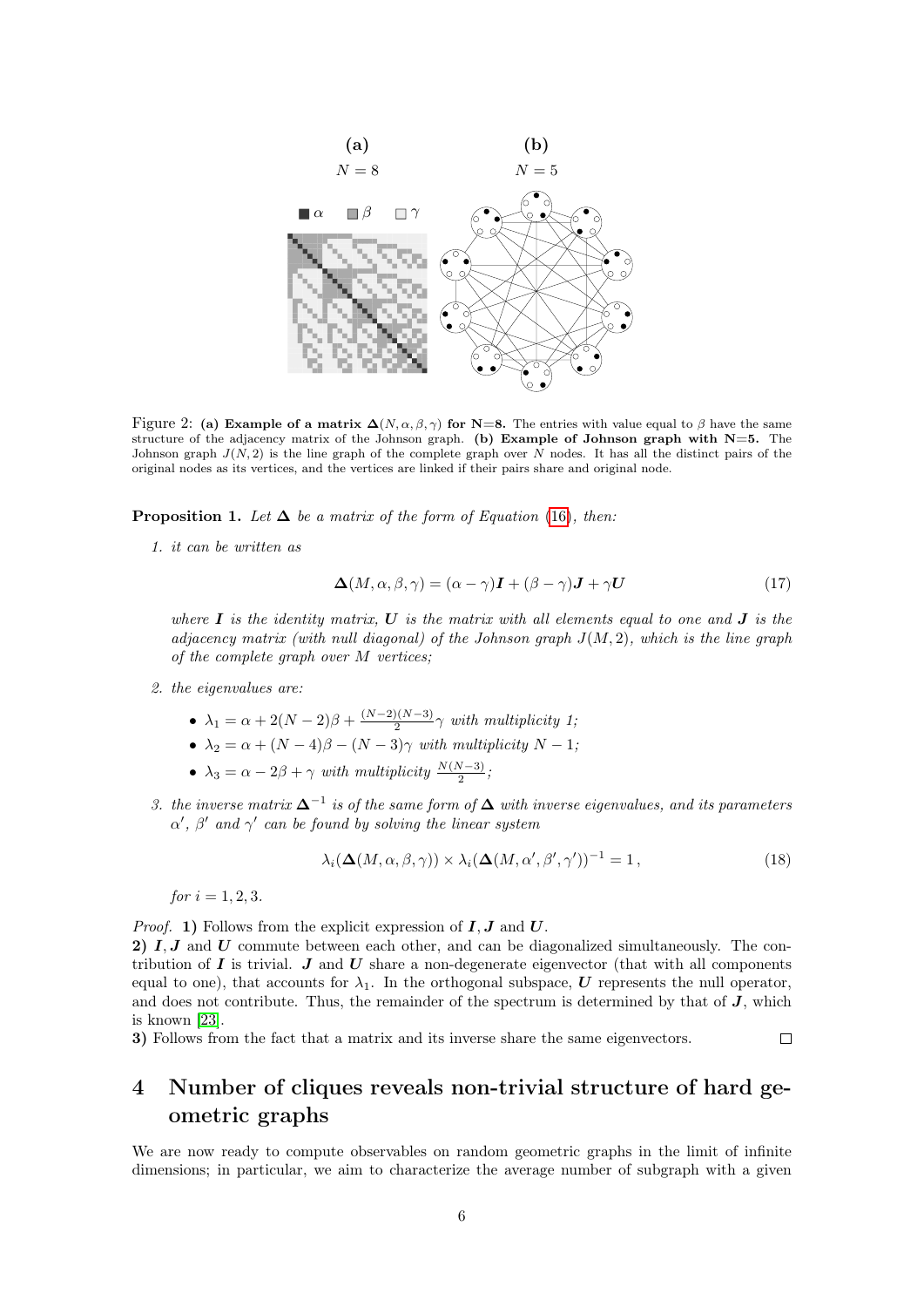Figure 2: **(a) Example of a matrix $\mathbf{\Delta}(N, \alpha, \beta, \gamma)$ for N=8.** The entries with value equal to $\beta$ have the same structure of the adjacency matrix of the Johnson graph. **(b) Example of Johnson graph with N=5.** The Johnson graph $J(N, 2)$ is the line graph of the complete graph over $N$ nodes. It has all the distinct pairs of the original nodes as its vertices, and the vertices are linked if their pairs share and original node.

**Proposition 1.** *Let $\mathbf{\Delta}$ be a matrix of the form of Equation (16), then:*

1. *it can be written as*

$$\mathbf{\Delta}(M, \alpha, \beta, \gamma) = (\alpha - \gamma)\boldsymbol{I} + (\beta - \gamma)\boldsymbol{J} + \gamma\boldsymbol{U} \tag{17}$$

   *where $\boldsymbol{I}$ is the identity matrix, $\boldsymbol{U}$ is the matrix with all elements equal to one and $\boldsymbol{J}$ is the adjacency matrix (with null diagonal) of the Johnson graph $J(M, 2)$, which is the line graph of the complete graph over $M$ vertices;*

2. *the eigenvalues are:*

   - $\lambda_1 = \alpha + 2(N-2)\beta + \frac{(N-2)(N-3)}{2}\gamma$ *with multiplicity 1;*
   - $\lambda_2 = \alpha + (N-4)\beta - (N-3)\gamma$ *with multiplicity $N-1$;*
   - $\lambda_3 = \alpha - 2\beta + \gamma$ *with multiplicity $\frac{N(N-3)}{2}$;*

3. *the inverse matrix $\mathbf{\Delta}^{-1}$ is of the same form of $\mathbf{\Delta}$ with inverse eigenvalues, and its parameters $\alpha'$, $\beta'$ and $\gamma'$ can be found by solving the linear system*

$$\lambda_i(\mathbf{\Delta}(M, \alpha, \beta, \gamma)) \times \lambda_i(\mathbf{\Delta}(M, \alpha', \beta', \gamma'))^{-1} = 1\,, \tag{18}$$

   *for $i = 1, 2, 3$.*

*Proof.* **1)** Follows from the explicit expression of $\boldsymbol{I}, \boldsymbol{J}$ and $\boldsymbol{U}$.
**2)** $\boldsymbol{I}, \boldsymbol{J}$ and $\boldsymbol{U}$ commute between each other, and can be diagonalized simultaneously. The contribution of $\boldsymbol{I}$ is trivial. $\boldsymbol{J}$ and $\boldsymbol{U}$ share a non-degenerate eigenvector (that with all components equal to one), that accounts for $\lambda_1$. In the orthogonal subspace, $\boldsymbol{U}$ represents the null operator, and does not contribute. Thus, the remainder of the spectrum is determined by that of $\boldsymbol{J}$, which is known [23].
**3)** Follows from the fact that a matrix and its inverse share the same eigenvectors. □

# 4 Number of cliques reveals non-trivial structure of hard geometric graphs

We are now ready to compute observables on random geometric graphs in the limit of infinite dimensions; in particular, we aim to characterize the average number of subgraph with a given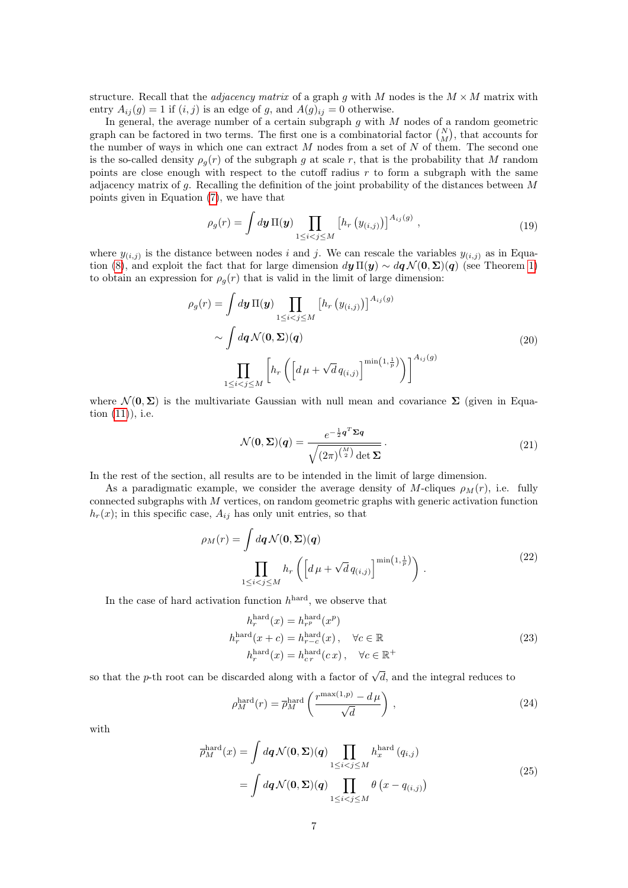structure. Recall that the *adjacency matrix* of a graph $g$ with $M$ nodes is the $M \times M$ matrix with entry $A_{ij}(g) = 1$ if $(i,j)$ is an edge of $g$, and $A(g)_{ij} = 0$ otherwise.

In general, the average number of a certain subgraph $g$ with $M$ nodes of a random geometric graph can be factored in two terms. The first one is a combinatorial factor $\binom{N}{M}$, that accounts for the number of ways in which one can extract $M$ nodes from a set of $N$ of them. The second one is the so-called density $\rho_g(r)$ of the subgraph $g$ at scale $r$, that is the probability that $M$ random points are close enough with respect to the cutoff radius $r$ to form a subgraph with the same adjacency matrix of $g$. Recalling the definition of the joint probability of the distances between $M$ points given in Equation (7), we have that

$$\rho_g(r) = \int d\boldsymbol{y}\, \Pi(\boldsymbol{y}) \prod_{1 \le i < j \le M} \left[ h_r\left( y_{(i,j)} \right) \right]^{A_{ij}(g)}, \tag{19}$$

where $y_{(i,j)}$ is the distance between nodes $i$ and $j$. We can rescale the variables $y_{(i,j)}$ as in Equation (8), and exploit the fact that for large dimension $d\boldsymbol{y}\, \Pi(\boldsymbol{y}) \sim d\boldsymbol{q}\, \mathcal{N}(\boldsymbol{0}, \boldsymbol{\Sigma})(\boldsymbol{q})$ (see Theorem 1) to obtain an expression for $\rho_g(r)$ that is valid in the limit of large dimension:

$$\begin{aligned}
\rho_g(r) &= \int d\boldsymbol{y}\, \Pi(\boldsymbol{y}) \prod_{1 \le i < j \le M} \left[ h_r\left( y_{(i,j)} \right) \right]^{A_{ij}(g)} \\
&\sim \int d\boldsymbol{q}\, \mathcal{N}(\boldsymbol{0}, \boldsymbol{\Sigma})(\boldsymbol{q}) \\
&\quad \prod_{1 \le i < j \le M} \left[ h_r\left( \left[ d\,\mu + \sqrt{d}\, q_{(i,j)} \right]^{\min\left(1, \frac{1}{p}\right)} \right) \right]^{A_{ij}(g)}
\end{aligned} \tag{20}$$

where $\mathcal{N}(\boldsymbol{0}, \boldsymbol{\Sigma})$ is the multivariate Gaussian with null mean and covariance $\boldsymbol{\Sigma}$ (given in Equation (11)), i.e.

$$\mathcal{N}(\boldsymbol{0}, \boldsymbol{\Sigma})(\boldsymbol{q}) = \frac{e^{-\frac{1}{2}\boldsymbol{q}^T \boldsymbol{\Sigma} \boldsymbol{q}}}{\sqrt{(2\pi)^{\binom{M}{2}} \det \boldsymbol{\Sigma}}}. \tag{21}$$

In the rest of the section, all results are to be intended in the limit of large dimension.

As a paradigmatic example, we consider the average density of $M$-cliques $\rho_M(r)$, i.e. fully connected subgraphs with $M$ vertices, on random geometric graphs with generic activation function $h_r(x)$; in this specific case, $A_{ij}$ has only unit entries, so that

$$\begin{aligned}
\rho_M(r) &= \int d\boldsymbol{q}\, \mathcal{N}(\boldsymbol{0}, \boldsymbol{\Sigma})(\boldsymbol{q}) \\
&\quad \prod_{1 \le i < j \le M} h_r\left( \left[ d\,\mu + \sqrt{d}\, q_{(i,j)} \right]^{\min\left(1, \frac{1}{p}\right)} \right).
\end{aligned} \tag{22}$$

In the case of hard activation function $h^{\text{hard}}$, we observe that

$$\begin{aligned}
h_r^{\text{hard}}(x) &= h_{r^p}^{\text{hard}}(x^p) \\
h_r^{\text{hard}}(x + c) &= h_{r-c}^{\text{hard}}(x), \quad \forall c \in \mathbb{R} \\
h_r^{\text{hard}}(x) &= h_{c\,r}^{\text{hard}}(c\,x), \quad \forall c \in \mathbb{R}^+
\end{aligned} \tag{23}$$

so that the $p$-th root can be discarded along with a factor of $\sqrt{d}$, and the integral reduces to

$$\rho_M^{\text{hard}}(r) = \overline{\rho}_M^{\text{hard}}\left( \frac{r^{\max(1,p)} - d\,\mu}{\sqrt{d}} \right), \tag{24}$$

with

$$\begin{aligned}
\overline{\rho}_M^{\text{hard}}(x) &= \int d\boldsymbol{q}\, \mathcal{N}(\boldsymbol{0}, \boldsymbol{\Sigma})(\boldsymbol{q}) \prod_{1 \le i < j \le M} h_x^{\text{hard}}\left( q_{i,j} \right) \\
&= \int d\boldsymbol{q}\, \mathcal{N}(\boldsymbol{0}, \boldsymbol{\Sigma})(\boldsymbol{q}) \prod_{1 \le i < j \le M} \theta\left( x - q_{(i,j)} \right)
\end{aligned} \tag{25}$$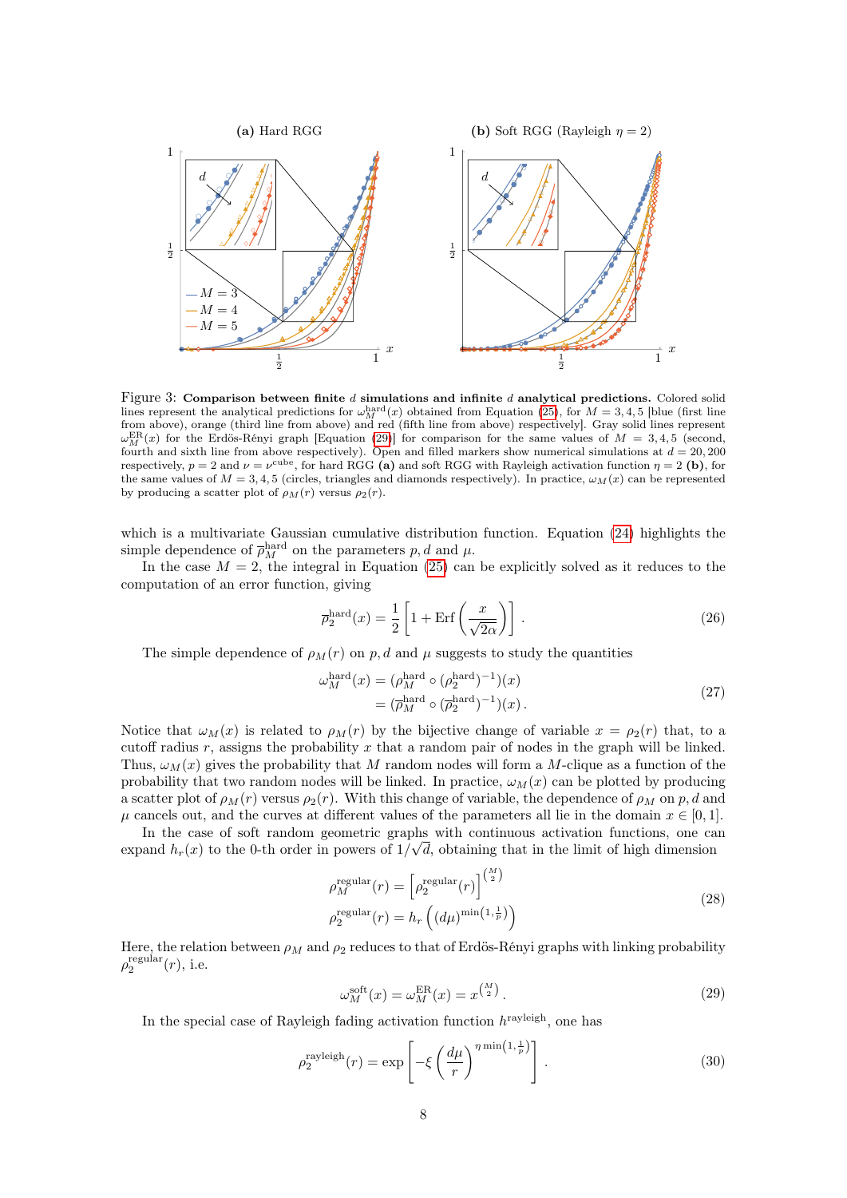Figure 3: **Comparison between finite $d$ simulations and infinite $d$ analytical predictions.** Colored solid lines represent the analytical predictions for $\omega_M^{\text{hard}}(x)$ obtained from Equation (25), for $M = 3, 4, 5$ [blue (first line from above), orange (third line from above) and red (fifth line from above) respectively]. Gray solid lines represent $\omega_M^{\text{ER}}(x)$ for the Erdös-Rényi graph [Equation (29)] for comparison for the same values of $M = 3, 4, 5$ (second, fourth and sixth line from above respectively). Open and filled markers show numerical simulations at $d = 20, 200$ respectively, $p = 2$ and $\nu = \nu^{\text{cube}}$, for hard RGG **(a)** and soft RGG with Rayleigh activation function $\eta = 2$ **(b)**, for the same values of $M = 3, 4, 5$ (circles, triangles and diamonds respectively). In practice, $\omega_M(x)$ can be represented by producing a scatter plot of $\rho_M(r)$ versus $\rho_2(r)$.

which is a multivariate Gaussian cumulative distribution function. Equation (24) highlights the simple dependence of $\overline{\rho}_M^{\text{hard}}$ on the parameters $p, d$ and $\mu$.

In the case $M = 2$, the integral in Equation (25) can be explicitly solved as it reduces to the computation of an error function, giving

$$\overline{\rho}_2^{\text{hard}}(x) = \frac{1}{2}\left[1 + \text{Erf}\left(\frac{x}{\sqrt{2}\alpha}\right)\right] . \tag{26}$$

The simple dependence of $\rho_M(r)$ on $p, d$ and $\mu$ suggests to study the quantities

$$\begin{aligned} \omega_M^{\text{hard}}(x) &= (\rho_M^{\text{hard}} \circ (\rho_2^{\text{hard}})^{-1})(x) \\ &= (\overline{\rho}_M^{\text{hard}} \circ (\overline{\rho}_2^{\text{hard}})^{-1})(x) . \end{aligned} \tag{27}$$

Notice that $\omega_M(x)$ is related to $\rho_M(r)$ by the bijective change of variable $x = \rho_2(r)$ that, to a cutoff radius $r$, assigns the probability $x$ that a random pair of nodes in the graph will be linked. Thus, $\omega_M(x)$ gives the probability that $M$ random nodes will form a $M$-clique as a function of the probability that two random nodes will be linked. In practice, $\omega_M(x)$ can be plotted by producing a scatter plot of $\rho_M(r)$ versus $\rho_2(r)$. With this change of variable, the dependence of $\rho_M$ on $p, d$ and $\mu$ cancels out, and the curves at different values of the parameters all lie in the domain $x \in [0, 1]$.

In the case of soft random geometric graphs with continuous activation functions, one can expand $h_r(x)$ to the 0-th order in powers of $1/\sqrt{d}$, obtaining that in the limit of high dimension

$$\begin{aligned} \rho_M^{\text{regular}}(r) &= \left[\rho_2^{\text{regular}}(r)\right]^{\binom{M}{2}} \\ \rho_2^{\text{regular}}(r) &= h_r\left((d\mu)^{\min\left(1, \frac{1}{p}\right)}\right) \end{aligned} \tag{28}$$

Here, the relation between $\rho_M$ and $\rho_2$ reduces to that of Erdös-Rényi graphs with linking probability $\rho_2^{\text{regular}}(r)$, i.e.

$$\omega_M^{\text{soft}}(x) = \omega_M^{\text{ER}}(x) = x^{\binom{M}{2}} . \tag{29}$$

In the special case of Rayleigh fading activation function $h^{\text{rayleigh}}$, one has

$$\rho_2^{\text{rayleigh}}(r) = \exp\left[-\xi\left(\frac{d\mu}{r}\right)^{\eta \min\left(1, \frac{1}{p}\right)}\right] . \tag{30}$$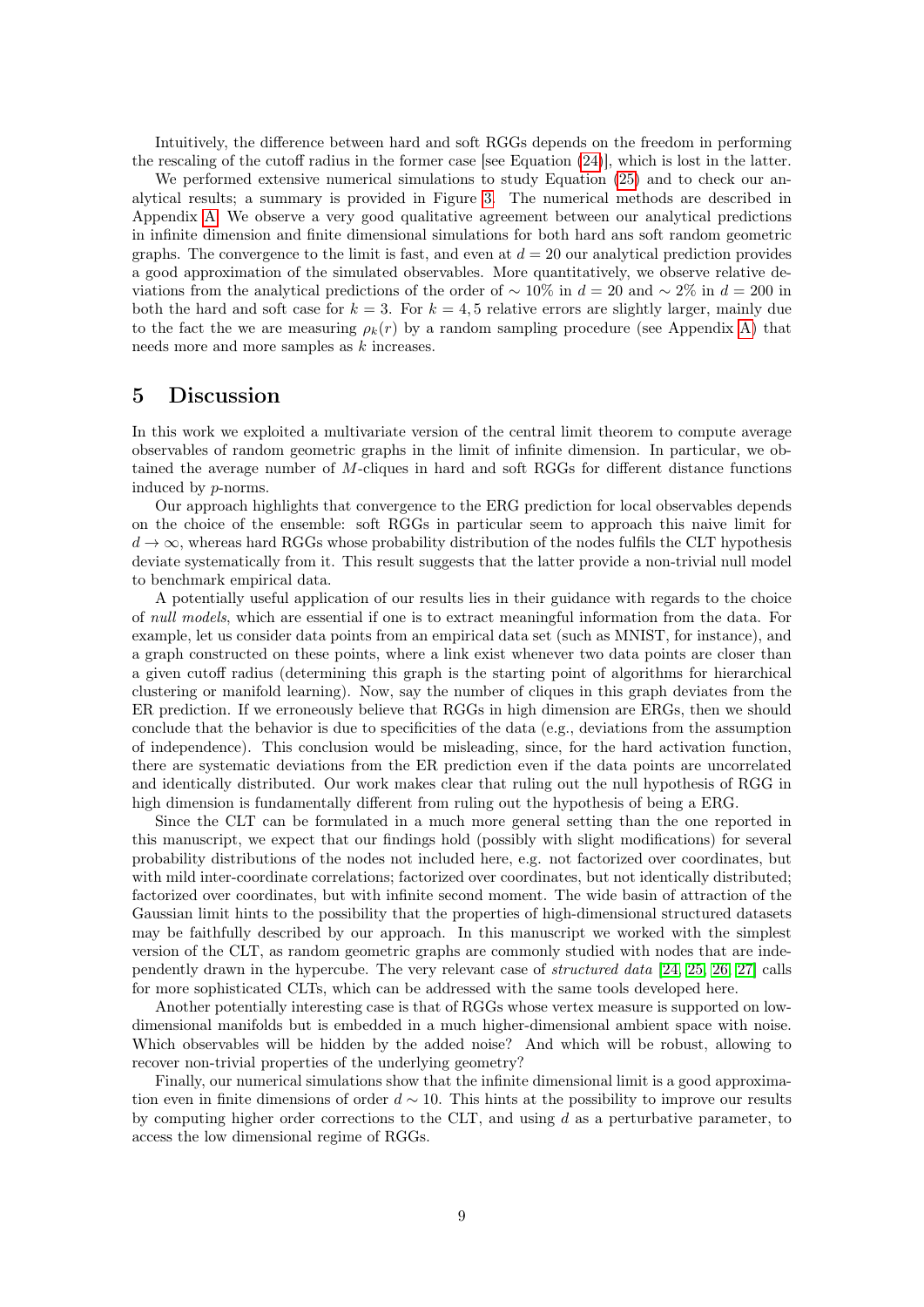Intuitively, the difference between hard and soft RGGs depends on the freedom in performing the rescaling of the cutoff radius in the former case [see Equation (24)], which is lost in the latter.

We performed extensive numerical simulations to study Equation (25) and to check our analytical results; a summary is provided in Figure 3. The numerical methods are described in Appendix A. We observe a very good qualitative agreement between our analytical predictions in infinite dimension and finite dimensional simulations for both hard ans soft random geometric graphs. The convergence to the limit is fast, and even at $d = 20$ our analytical prediction provides a good approximation of the simulated observables. More quantitatively, we observe relative deviations from the analytical predictions of the order of $\sim 10\%$ in $d = 20$ and $\sim 2\%$ in $d = 200$ in both the hard and soft case for $k = 3$. For $k = 4, 5$ relative errors are slightly larger, mainly due to the fact the we are measuring $\rho_k(r)$ by a random sampling procedure (see Appendix A) that needs more and more samples as $k$ increases.

# 5 Discussion

In this work we exploited a multivariate version of the central limit theorem to compute average observables of random geometric graphs in the limit of infinite dimension. In particular, we obtained the average number of $M$-cliques in hard and soft RGGs for different distance functions induced by $p$-norms.

Our approach highlights that convergence to the ERG prediction for local observables depends on the choice of the ensemble: soft RGGs in particular seem to approach this naive limit for $d \to \infty$, whereas hard RGGs whose probability distribution of the nodes fulfils the CLT hypothesis deviate systematically from it. This result suggests that the latter provide a non-trivial null model to benchmark empirical data.

A potentially useful application of our results lies in their guidance with regards to the choice of *null models*, which are essential if one is to extract meaningful information from the data. For example, let us consider data points from an empirical data set (such as MNIST, for instance), and a graph constructed on these points, where a link exist whenever two data points are closer than a given cutoff radius (determining this graph is the starting point of algorithms for hierarchical clustering or manifold learning). Now, say the number of cliques in this graph deviates from the ER prediction. If we erroneously believe that RGGs in high dimension are ERGs, then we should conclude that the behavior is due to specificities of the data (e.g., deviations from the assumption of independence). This conclusion would be misleading, since, for the hard activation function, there are systematic deviations from the ER prediction even if the data points are uncorrelated and identically distributed. Our work makes clear that ruling out the null hypothesis of RGG in high dimension is fundamentally different from ruling out the hypothesis of being a ERG.

Since the CLT can be formulated in a much more general setting than the one reported in this manuscript, we expect that our findings hold (possibly with slight modifications) for several probability distributions of the nodes not included here, e.g. not factorized over coordinates, but with mild inter-coordinate correlations; factorized over coordinates, but not identically distributed; factorized over coordinates, but with infinite second moment. The wide basin of attraction of the Gaussian limit hints to the possibility that the properties of high-dimensional structured datasets may be faithfully described by our approach. In this manuscript we worked with the simplest version of the CLT, as random geometric graphs are commonly studied with nodes that are independently drawn in the hypercube. The very relevant case of *structured data* [24, 25, 26, 27] calls for more sophisticated CLTs, which can be addressed with the same tools developed here.

Another potentially interesting case is that of RGGs whose vertex measure is supported on low-dimensional manifolds but is embedded in a much higher-dimensional ambient space with noise. Which observables will be hidden by the added noise? And which will be robust, allowing to recover non-trivial properties of the underlying geometry?

Finally, our numerical simulations show that the infinite dimensional limit is a good approximation even in finite dimensions of order $d \sim 10$. This hints at the possibility to improve our results by computing higher order corrections to the CLT, and using $d$ as a perturbative parameter, to access the low dimensional regime of RGGs.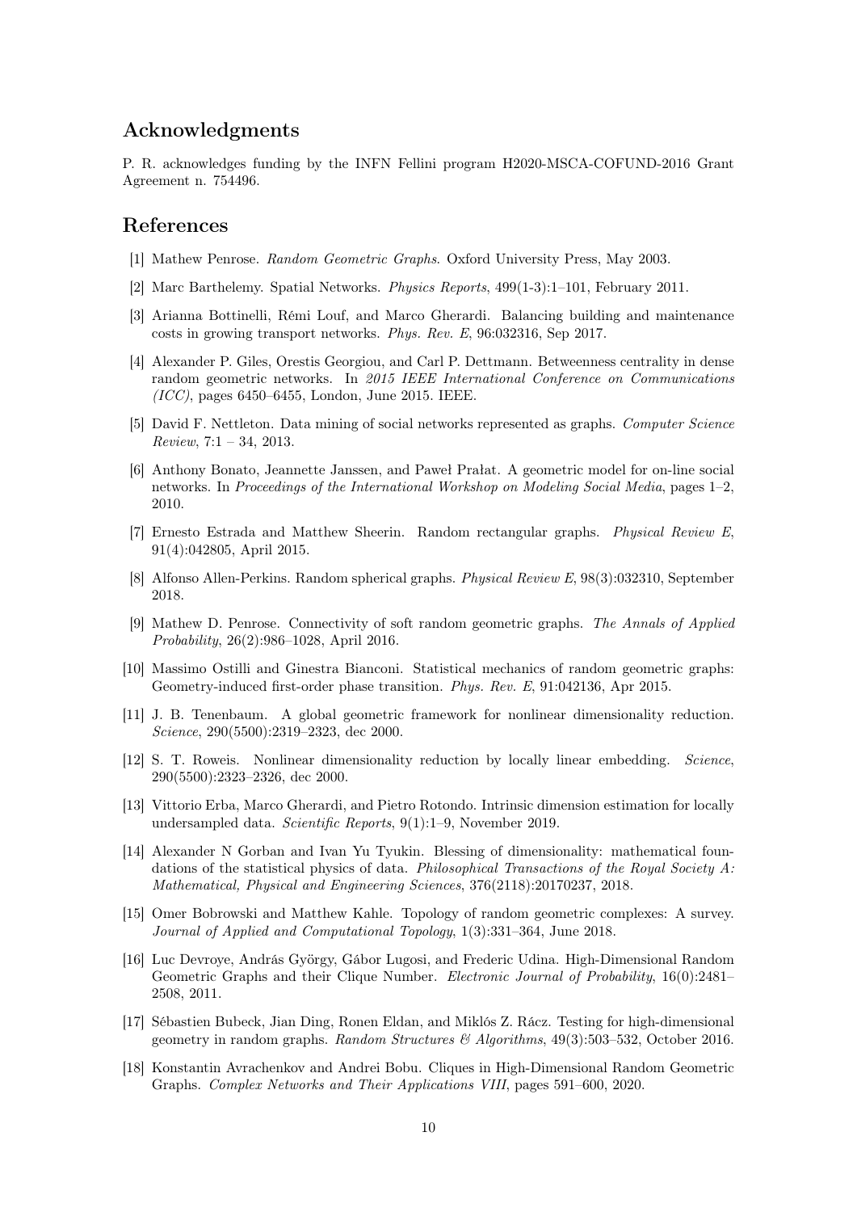## Acknowledgments

P. R. acknowledges funding by the INFN Fellini program H2020-MSCA-COFUND-2016 Grant Agreement n. 754496.

## References

[1] Mathew Penrose. *Random Geometric Graphs*. Oxford University Press, May 2003.

[2] Marc Barthelemy. Spatial Networks. *Physics Reports*, 499(1-3):1–101, February 2011.

[3] Arianna Bottinelli, Rémi Louf, and Marco Gherardi. Balancing building and maintenance costs in growing transport networks. *Phys. Rev. E*, 96:032316, Sep 2017.

[4] Alexander P. Giles, Orestis Georgiou, and Carl P. Dettmann. Betweenness centrality in dense random geometric networks. In *2015 IEEE International Conference on Communications (ICC)*, pages 6450–6455, London, June 2015. IEEE.

[5] David F. Nettleton. Data mining of social networks represented as graphs. *Computer Science Review*, 7:1 – 34, 2013.

[6] Anthony Bonato, Jeannette Janssen, and Paweł Prałat. A geometric model for on-line social networks. In *Proceedings of the International Workshop on Modeling Social Media*, pages 1–2, 2010.

[7] Ernesto Estrada and Matthew Sheerin. Random rectangular graphs. *Physical Review E*, 91(4):042805, April 2015.

[8] Alfonso Allen-Perkins. Random spherical graphs. *Physical Review E*, 98(3):032310, September 2018.

[9] Mathew D. Penrose. Connectivity of soft random geometric graphs. *The Annals of Applied Probability*, 26(2):986–1028, April 2016.

[10] Massimo Ostilli and Ginestra Bianconi. Statistical mechanics of random geometric graphs: Geometry-induced first-order phase transition. *Phys. Rev. E*, 91:042136, Apr 2015.

[11] J. B. Tenenbaum. A global geometric framework for nonlinear dimensionality reduction. *Science*, 290(5500):2319–2323, dec 2000.

[12] S. T. Roweis. Nonlinear dimensionality reduction by locally linear embedding. *Science*, 290(5500):2323–2326, dec 2000.

[13] Vittorio Erba, Marco Gherardi, and Pietro Rotondo. Intrinsic dimension estimation for locally undersampled data. *Scientific Reports*, 9(1):1–9, November 2019.

[14] Alexander N Gorban and Ivan Yu Tyukin. Blessing of dimensionality: mathematical foundations of the statistical physics of data. *Philosophical Transactions of the Royal Society A: Mathematical, Physical and Engineering Sciences*, 376(2118):20170237, 2018.

[15] Omer Bobrowski and Matthew Kahle. Topology of random geometric complexes: A survey. *Journal of Applied and Computational Topology*, 1(3):331–364, June 2018.

[16] Luc Devroye, András György, Gábor Lugosi, and Frederic Udina. High-Dimensional Random Geometric Graphs and their Clique Number. *Electronic Journal of Probability*, 16(0):2481–2508, 2011.

[17] Sébastien Bubeck, Jian Ding, Ronen Eldan, and Miklós Z. Rácz. Testing for high-dimensional geometry in random graphs. *Random Structures & Algorithms*, 49(3):503–532, October 2016.

[18] Konstantin Avrachenkov and Andrei Bobu. Cliques in High-Dimensional Random Geometric Graphs. *Complex Networks and Their Applications VIII*, pages 591–600, 2020.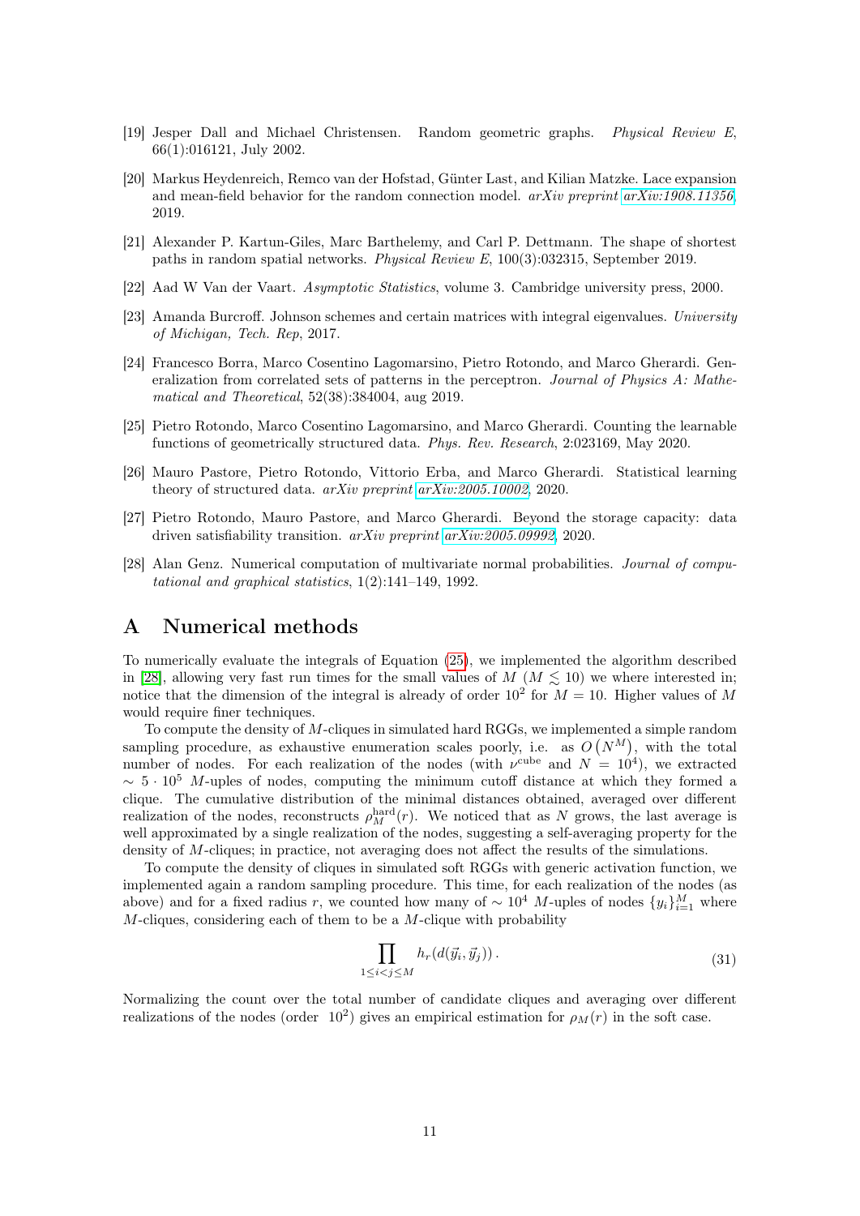[19] Jesper Dall and Michael Christensen. Random geometric graphs. *Physical Review E*, 66(1):016121, July 2002.

[20] Markus Heydenreich, Remco van der Hofstad, Günter Last, and Kilian Matzke. Lace expansion and mean-field behavior for the random connection model. *arXiv preprint arXiv:1908.11356*, 2019.

[21] Alexander P. Kartun-Giles, Marc Barthelemy, and Carl P. Dettmann. The shape of shortest paths in random spatial networks. *Physical Review E*, 100(3):032315, September 2019.

[22] Aad W Van der Vaart. *Asymptotic Statistics*, volume 3. Cambridge university press, 2000.

[23] Amanda Burcroff. Johnson schemes and certain matrices with integral eigenvalues. *University of Michigan, Tech. Rep*, 2017.

[24] Francesco Borra, Marco Cosentino Lagomarsino, Pietro Rotondo, and Marco Gherardi. Generalization from correlated sets of patterns in the perceptron. *Journal of Physics A: Mathematical and Theoretical*, 52(38):384004, aug 2019.

[25] Pietro Rotondo, Marco Cosentino Lagomarsino, and Marco Gherardi. Counting the learnable functions of geometrically structured data. *Phys. Rev. Research*, 2:023169, May 2020.

[26] Mauro Pastore, Pietro Rotondo, Vittorio Erba, and Marco Gherardi. Statistical learning theory of structured data. *arXiv preprint arXiv:2005.10002*, 2020.

[27] Pietro Rotondo, Mauro Pastore, and Marco Gherardi. Beyond the storage capacity: data driven satisfiability transition. *arXiv preprint arXiv:2005.09992*, 2020.

[28] Alan Genz. Numerical computation of multivariate normal probabilities. *Journal of computational and graphical statistics*, 1(2):141–149, 1992.

# A Numerical methods

To numerically evaluate the integrals of Equation (25), we implemented the algorithm described in [28], allowing very fast run times for the small values of $M$ ($M \lesssim 10$) we where interested in; notice that the dimension of the integral is already of order $10^2$ for $M = 10$. Higher values of $M$ would require finer techniques.

To compute the density of $M$-cliques in simulated hard RGGs, we implemented a simple random sampling procedure, as exhaustive enumeration scales poorly, i.e. as $O\left(N^M\right)$, with the total number of nodes. For each realization of the nodes (with $\nu^{\text{cube}}$ and $N = 10^4$), we extracted $\sim 5 \cdot 10^5$ $M$-uples of nodes, computing the minimum cutoff distance at which they formed a clique. The cumulative distribution of the minimal distances obtained, averaged over different realization of the nodes, reconstructs $\rho_M^{\text{hard}}(r)$. We noticed that as $N$ grows, the last average is well approximated by a single realization of the nodes, suggesting a self-averaging property for the density of $M$-cliques; in practice, not averaging does not affect the results of the simulations.

To compute the density of cliques in simulated soft RGGs with generic activation function, we implemented again a random sampling procedure. This time, for each realization of the nodes (as above) and for a fixed radius $r$, we counted how many of $\sim 10^4$ $M$-uples of nodes $\{y_i\}_{i=1}^M$ where $M$-cliques, considering each of them to be a $M$-clique with probability

$$\prod_{1 \le i < j \le M} h_r(d(\vec{y}_i, \vec{y}_j)) \,. \tag{31}$$

Normalizing the count over the total number of candidate cliques and averaging over different realizations of the nodes (order $10^2$) gives an empirical estimation for $\rho_M(r)$ in the soft case.